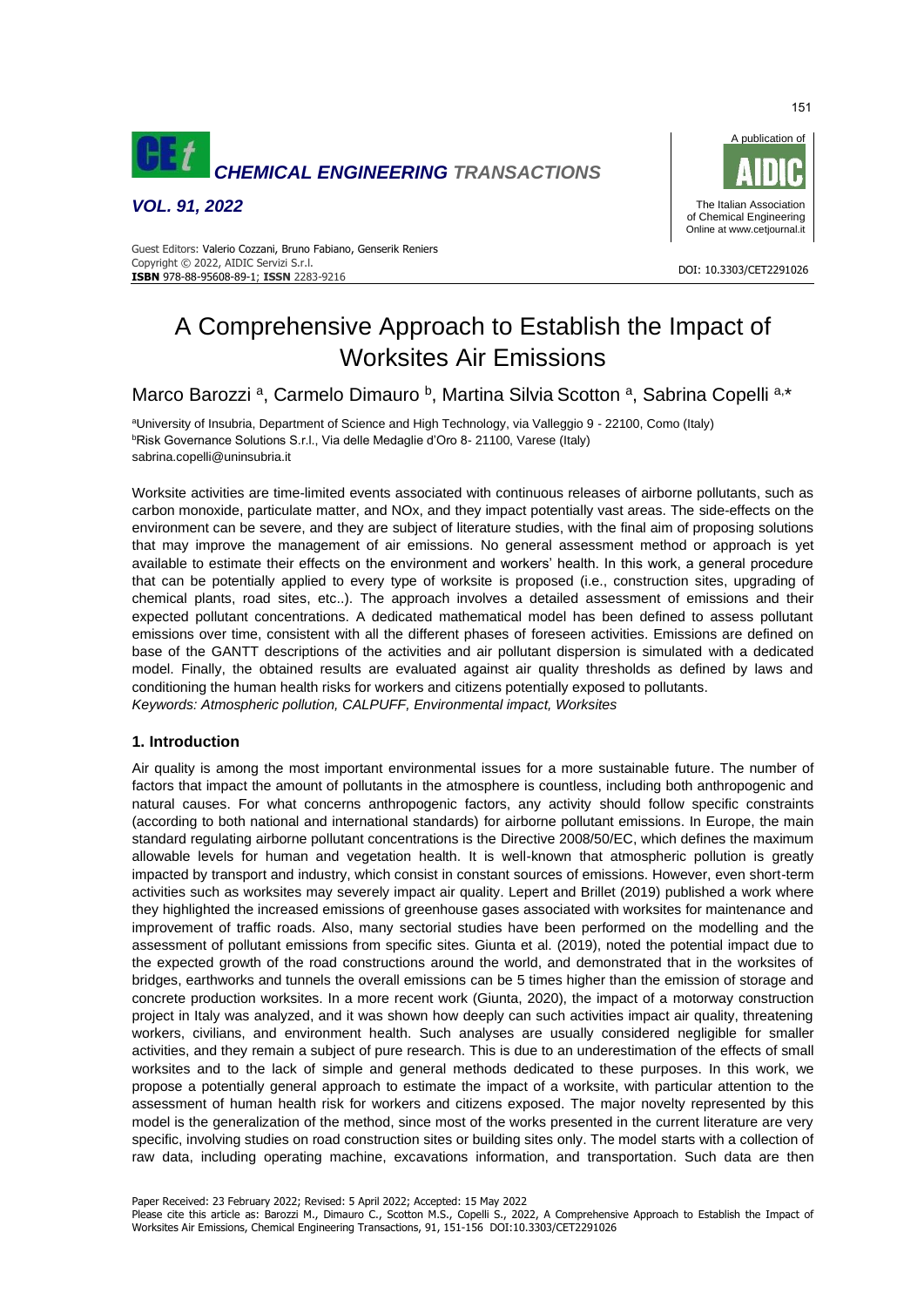# A Comprehensive Approach to Establish the Impact of Worksites Air Emissions

Marco Barozzi [a], Carmelo Dimauro [b], Martina Silvia Scotton [a], Sabrina Copelli [a,*]

[a]University of Insubria, Department of Science and High Technology, via Valleggio 9 - 22100, Como (Italy)
[b]Risk Governance Solutions S.r.l., Via delle Medaglie d'Oro 8- 21100, Varese (Italy)
sabrina.copelli@uninsubria.it

Worksite activities are time-limited events associated with continuous releases of airborne pollutants, such as carbon monoxide, particulate matter, and NOx, and they impact potentially vast areas. The side-effects on the environment can be severe, and they are subject of literature studies, with the final aim of proposing solutions that may improve the management of air emissions. No general assessment method or approach is yet available to estimate their effects on the environment and workers' health. In this work, a general procedure that can be potentially applied to every type of worksite is proposed (i.e., construction sites, upgrading of chemical plants, road sites, etc..). The approach involves a detailed assessment of emissions and their expected pollutant concentrations. A dedicated mathematical model has been defined to assess pollutant emissions over time, consistent with all the different phases of foreseen activities. Emissions are defined on base of the GANTT descriptions of the activities and air pollutant dispersion is simulated with a dedicated model. Finally, the obtained results are evaluated against air quality thresholds as defined by laws and conditioning the human health risks for workers and citizens potentially exposed to pollutants.

*Keywords: Atmospheric pollution, CALPUFF, Environmental impact, Worksites*

## 1. Introduction

Air quality is among the most important environmental issues for a more sustainable future. The number of factors that impact the amount of pollutants in the atmosphere is countless, including both anthropogenic and natural causes. For what concerns anthropogenic factors, any activity should follow specific constraints (according to both national and international standards) for airborne pollutant emissions. In Europe, the main standard regulating airborne pollutant concentrations is the Directive 2008/50/EC, which defines the maximum allowable levels for human and vegetation health. It is well-known that atmospheric pollution is greatly impacted by transport and industry, which consist in constant sources of emissions. However, even short-term activities such as worksites may severely impact air quality. Lepert and Brillet (2019) published a work where they highlighted the increased emissions of greenhouse gases associated with worksites for maintenance and improvement of traffic roads. Also, many sectorial studies have been performed on the modelling and the assessment of pollutant emissions from specific sites. Giunta et al. (2019), noted the potential impact due to the expected growth of the road constructions around the world, and demonstrated that in the worksites of bridges, earthworks and tunnels the overall emissions can be 5 times higher than the emission of storage and concrete production worksites. In a more recent work (Giunta, 2020), the impact of a motorway construction project in Italy was analyzed, and it was shown how deeply can such activities impact air quality, threatening workers, civilians, and environment health. Such analyses are usually considered negligible for smaller activities, and they remain a subject of pure research. This is due to an underestimation of the effects of small worksites and to the lack of simple and general methods dedicated to these purposes. In this work, we propose a potentially general approach to estimate the impact of a worksite, with particular attention to the assessment of human health risk for workers and citizens exposed. The major novelty represented by this model is the generalization of the method, since most of the works presented in the current literature are very specific, involving studies on road construction sites or building sites only. The model starts with a collection of raw data, including operating machine, excavations information, and transportation. Such data are then

Paper Received: 23 February 2022; Revised: 5 April 2022; Accepted: 15 May 2022
Please cite this article as: Barozzi M., Dimauro C., Scotton M.S., Copelli S., 2022, A Comprehensive Approach to Establish the Impact of Worksites Air Emissions, Chemical Engineering Transactions, 91, 151-156 DOI:10.3303/CET2291026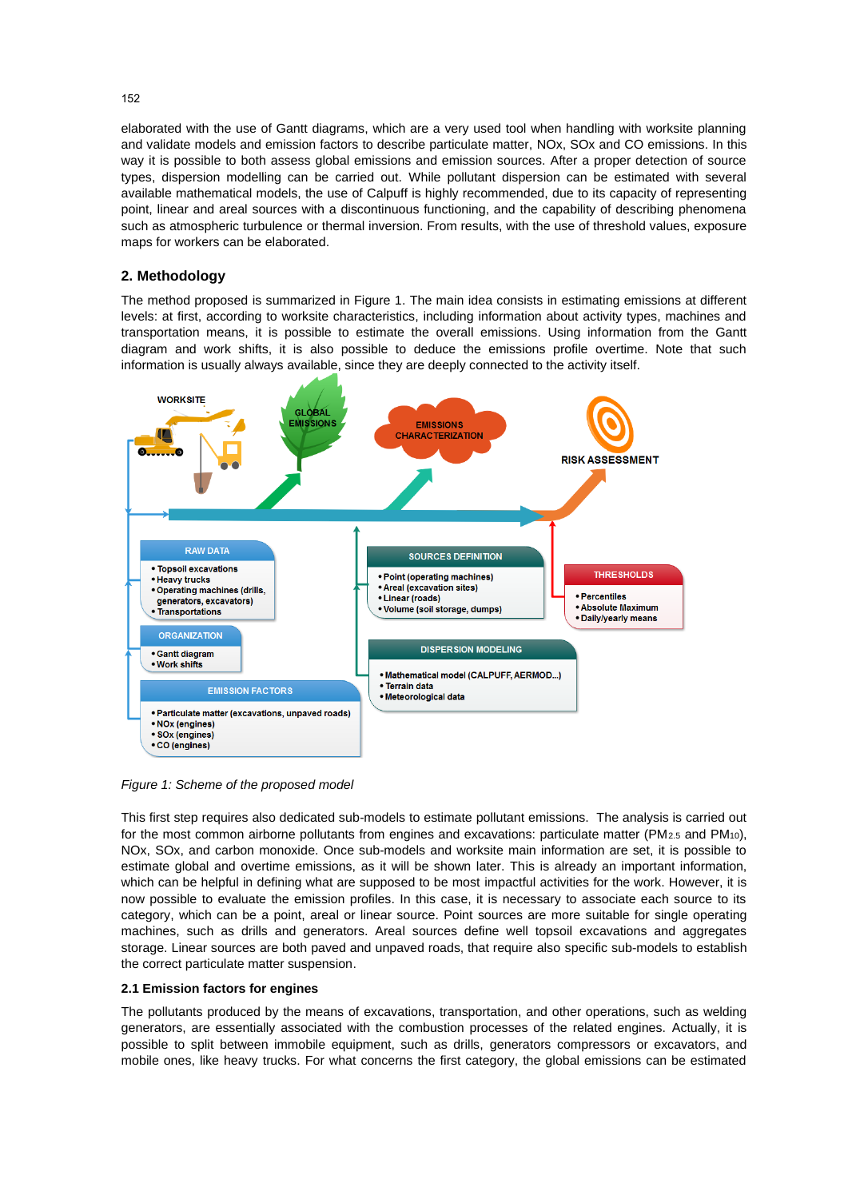elaborated with the use of Gantt diagrams, which are a very used tool when handling with worksite planning and validate models and emission factors to describe particulate matter, NOx, SOx and CO emissions. In this way it is possible to both assess global emissions and emission sources. After a proper detection of source types, dispersion modelling can be carried out. While pollutant dispersion can be estimated with several available mathematical models, the use of Calpuff is highly recommended, due to its capacity of representing point, linear and areal sources with a discontinuous functioning, and the capability of describing phenomena such as atmospheric turbulence or thermal inversion. From results, with the use of threshold values, exposure maps for workers can be elaborated.

## 2. Methodology

The method proposed is summarized in Figure 1. The main idea consists in estimating emissions at different levels: at first, according to worksite characteristics, including information about activity types, machines and transportation means, it is possible to estimate the overall emissions. Using information from the Gantt diagram and work shifts, it is also possible to deduce the emissions profile overtime. Note that such information is usually always available, since they are deeply connected to the activity itself.

*Figure 1: Scheme of the proposed model*

This first step requires also dedicated sub-models to estimate pollutant emissions. The analysis is carried out for the most common airborne pollutants from engines and excavations: particulate matter ($PM_{2.5}$ and $PM_{10}$), NOx, SOx, and carbon monoxide. Once sub-models and worksite main information are set, it is possible to estimate global and overtime emissions, as it will be shown later. This is already an important information, which can be helpful in defining what are supposed to be most impactful activities for the work. However, it is now possible to evaluate the emission profiles. In this case, it is necessary to associate each source to its category, which can be a point, areal or linear source. Point sources are more suitable for single operating machines, such as drills and generators. Areal sources define well topsoil excavations and aggregates storage. Linear sources are both paved and unpaved roads, that require also specific sub-models to establish the correct particulate matter suspension.

### 2.1 Emission factors for engines

The pollutants produced by the means of excavations, transportation, and other operations, such as welding generators, are essentially associated with the combustion processes of the related engines. Actually, it is possible to split between immobile equipment, such as drills, generators compressors or excavators, and mobile ones, like heavy trucks. For what concerns the first category, the global emissions can be estimated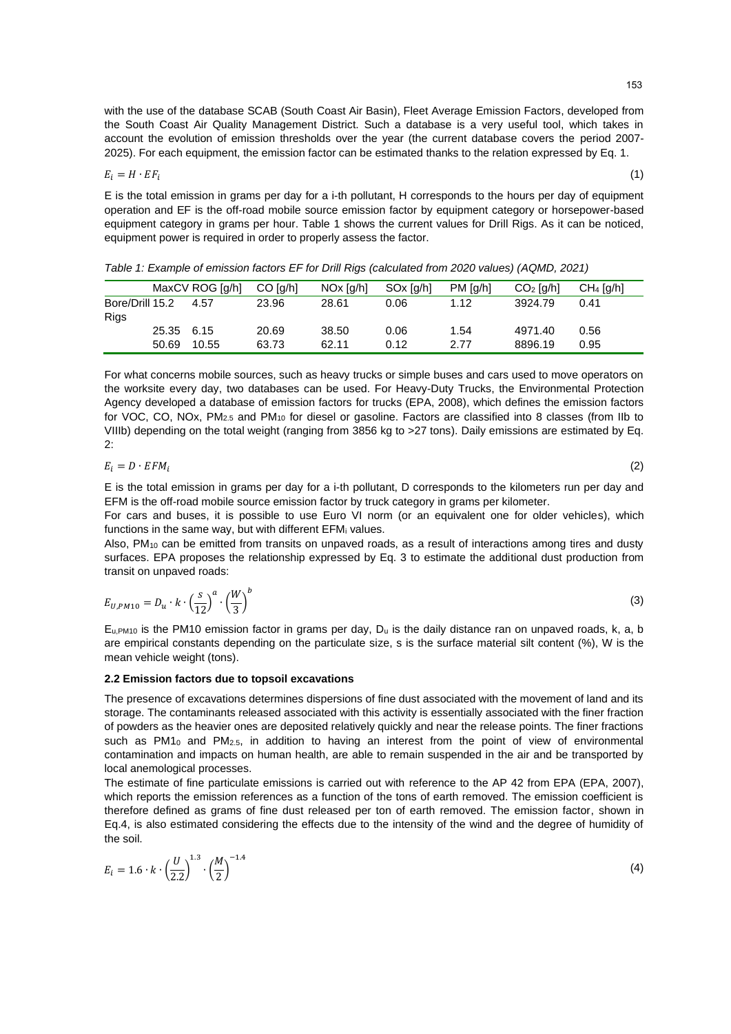with the use of the database SCAB (South Coast Air Basin), Fleet Average Emission Factors, developed from the South Coast Air Quality Management District. Such a database is a very useful tool, which takes in account the evolution of emission thresholds over the year (the current database covers the period 2007-2025). For each equipment, the emission factor can be estimated thanks to the relation expressed by Eq. 1.

$$E_i = H \cdot EF_i \tag{1}$$

E is the total emission in grams per day for a i-th pollutant, H corresponds to the hours per day of equipment operation and EF is the off-road mobile source emission factor by equipment category or horsepower-based equipment category in grams per hour. Table 1 shows the current values for Drill Rigs. As it can be noticed, equipment power is required in order to properly assess the factor.

*Table 1: Example of emission factors EF for Drill Rigs (calculated from 2020 values) (AQMD, 2021)*

| | MaxCV | ROG [g/h] | CO [g/h] | NOx [g/h] | SOx [g/h] | PM [g/h] | $CO_2$ [g/h] | $CH_4$ [g/h] |
|---|---|---|---|---|---|---|---|---|
| Bore/Drill Rigs | 15.2 | 4.57 | 23.96 | 28.61 | 0.06 | 1.12 | 3924.79 | 0.41 |
| | 25.35 | 6.15 | 20.69 | 38.50 | 0.06 | 1.54 | 4971.40 | 0.56 |
| | 50.69 | 10.55 | 63.73 | 62.11 | 0.12 | 2.77 | 8896.19 | 0.95 |

For what concerns mobile sources, such as heavy trucks or simple buses and cars used to move operators on the worksite every day, two databases can be used. For Heavy-Duty Trucks, the Environmental Protection Agency developed a database of emission factors for trucks (EPA, 2008), which defines the emission factors for VOC, CO, NOx, $PM_{2.5}$ and $PM_{10}$ for diesel or gasoline. Factors are classified into 8 classes (from IIb to VIIIb) depending on the total weight (ranging from 3856 kg to >27 tons). Daily emissions are estimated by Eq. 2:

$$E_i = D \cdot EFM_i \tag{2}$$

E is the total emission in grams per day for a i-th pollutant, D corresponds to the kilometers run per day and EFM is the off-road mobile source emission factor by truck category in grams per kilometer.

For cars and buses, it is possible to use Euro VI norm (or an equivalent one for older vehicles), which functions in the same way, but with different $EFM_i$ values.

Also, $PM_{10}$ can be emitted from transits on unpaved roads, as a result of interactions among tires and dusty surfaces. EPA proposes the relationship expressed by Eq. 3 to estimate the additional dust production from transit on unpaved roads:

$$E_{U,PM10} = D_u \cdot k \cdot \left(\frac{s}{12}\right)^a \cdot \left(\frac{W}{3}\right)^b \tag{3}$$

$E_{u,PM10}$ is the PM10 emission factor in grams per day, $D_u$ is the daily distance ran on unpaved roads, k, a, b are empirical constants depending on the particulate size, s is the surface material silt content (%), W is the mean vehicle weight (tons).

### 2.2 Emission factors due to topsoil excavations

The presence of excavations determines dispersions of fine dust associated with the movement of land and its storage. The contaminants released associated with this activity is essentially associated with the finer fraction of powders as the heavier ones are deposited relatively quickly and near the release points. The finer fractions such as $PM1_0$ and $PM_{2.5}$, in addition to having an interest from the point of view of environmental contamination and impacts on human health, are able to remain suspended in the air and be transported by local anemological processes.

The estimate of fine particulate emissions is carried out with reference to the AP 42 from EPA (EPA, 2007), which reports the emission references as a function of the tons of earth removed. The emission coefficient is therefore defined as grams of fine dust released per ton of earth removed. The emission factor, shown in Eq.4, is also estimated considering the effects due to the intensity of the wind and the degree of humidity of the soil.

$$E_i = 1.6 \cdot k \cdot \left(\frac{U}{2.2}\right)^{1.3} \cdot \left(\frac{M}{2}\right)^{-1.4} \tag{4}$$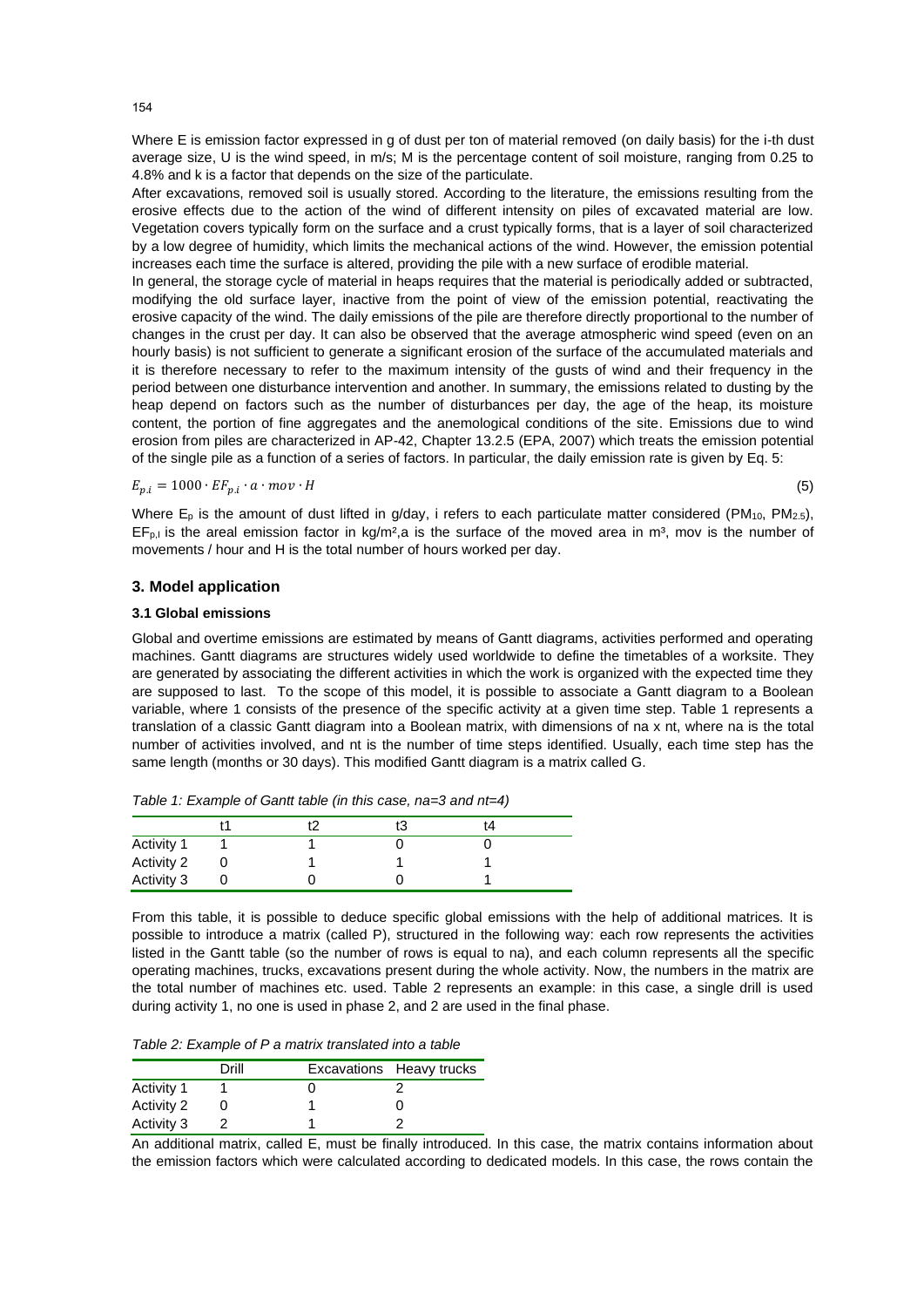Where E is emission factor expressed in g of dust per ton of material removed (on daily basis) for the i-th dust average size, U is the wind speed, in m/s; M is the percentage content of soil moisture, ranging from 0.25 to 4.8% and k is a factor that depends on the size of the particulate.

After excavations, removed soil is usually stored. According to the literature, the emissions resulting from the erosive effects due to the action of the wind of different intensity on piles of excavated material are low. Vegetation covers typically form on the surface and a crust typically forms, that is a layer of soil characterized by a low degree of humidity, which limits the mechanical actions of the wind. However, the emission potential increases each time the surface is altered, providing the pile with a new surface of erodible material.

In general, the storage cycle of material in heaps requires that the material is periodically added or subtracted, modifying the old surface layer, inactive from the point of view of the emission potential, reactivating the erosive capacity of the wind. The daily emissions of the pile are therefore directly proportional to the number of changes in the crust per day. It can also be observed that the average atmospheric wind speed (even on an hourly basis) is not sufficient to generate a significant erosion of the surface of the accumulated materials and it is therefore necessary to refer to the maximum intensity of the gusts of wind and their frequency in the period between one disturbance intervention and another. In summary, the emissions related to dusting by the heap depend on factors such as the number of disturbances per day, the age of the heap, its moisture content, the portion of fine aggregates and the anemological conditions of the site. Emissions due to wind erosion from piles are characterized in AP-42, Chapter 13.2.5 (EPA, 2007) which treats the emission potential of the single pile as a function of a series of factors. In particular, the daily emission rate is given by Eq. 5:

$$E_{p,i} = 1000 \cdot EF_{p,i} \cdot a \cdot mov \cdot H \tag{5}$$

Where $E_p$ is the amount of dust lifted in g/day, i refers to each particulate matter considered ($PM_{10}$, $PM_{2.5}$), $EF_{p,I}$ is the areal emission factor in kg/m²,a is the surface of the moved area in m³, mov is the number of movements / hour and H is the total number of hours worked per day.

## 3. Model application

### 3.1 Global emissions

Global and overtime emissions are estimated by means of Gantt diagrams, activities performed and operating machines. Gantt diagrams are structures widely used worldwide to define the timetables of a worksite. They are generated by associating the different activities in which the work is organized with the expected time they are supposed to last. To the scope of this model, it is possible to associate a Gantt diagram to a Boolean variable, where 1 consists of the presence of the specific activity at a given time step. Table 1 represents a translation of a classic Gantt diagram into a Boolean matrix, with dimensions of na x nt, where na is the total number of activities involved, and nt is the number of time steps identified. Usually, each time step has the same length (months or 30 days). This modified Gantt diagram is a matrix called G.

*Table 1: Example of Gantt table (in this case, na=3 and nt=4)*

| | t1 | t2 | t3 | t4 |
|---|---|---|---|---|
| Activity 1 | 1 | 1 | 0 | 0 |
| Activity 2 | 0 | 1 | 1 | 1 |
| Activity 3 | 0 | 0 | 0 | 1 |

From this table, it is possible to deduce specific global emissions with the help of additional matrices. It is possible to introduce a matrix (called P), structured in the following way: each row represents the activities listed in the Gantt table (so the number of rows is equal to na), and each column represents all the specific operating machines, trucks, excavations present during the whole activity. Now, the numbers in the matrix are the total number of machines etc. used. Table 2 represents an example: in this case, a single drill is used during activity 1, no one is used in phase 2, and 2 are used in the final phase.

*Table 2: Example of P a matrix translated into a table*

| | Drill | Excavations | Heavy trucks |
|---|---|---|---|
| Activity 1 | 1 | 0 | 2 |
| Activity 2 | 0 | 1 | 0 |
| Activity 3 | 2 | 1 | 2 |

An additional matrix, called E, must be finally introduced. In this case, the matrix contains information about the emission factors which were calculated according to dedicated models. In this case, the rows contain the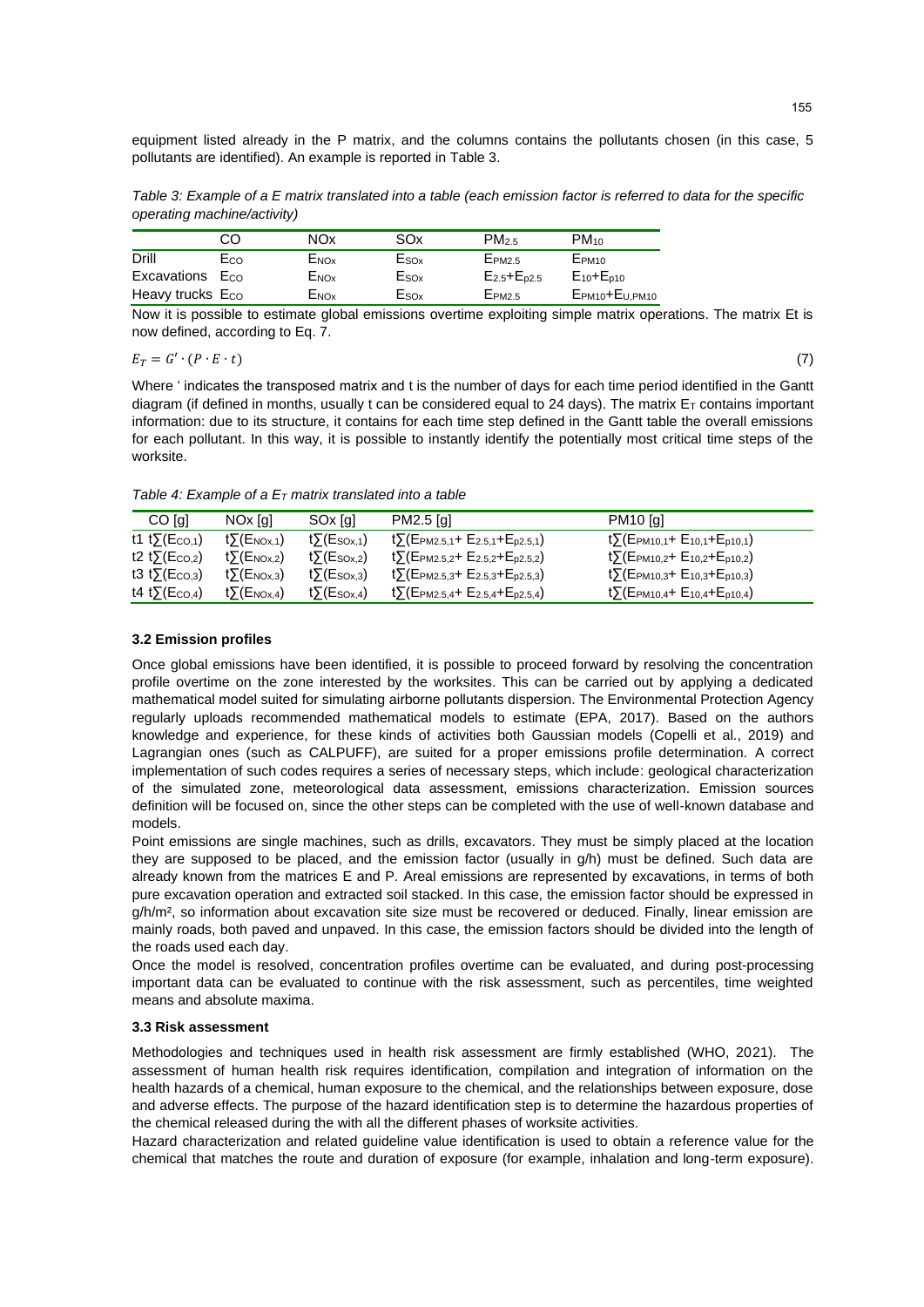equipment listed already in the P matrix, and the columns contains the pollutants chosen (in this case, 5 pollutants are identified). An example is reported in Table 3.

*Table 3: Example of a E matrix translated into a table (each emission factor is referred to data for the specific operating machine/activity)*

| | CO | NOx | SOx | $PM_{2.5}$ | $PM_{10}$ |
|---|---|---|---|---|---|
| Drill | $E_{CO}$ | $E_{NOx}$ | $E_{SOx}$ | $E_{PM2.5}$ | $E_{PM10}$ |
| Excavations | $E_{CO}$ | $E_{NOx}$ | $E_{SOx}$ | $E_{2.5}+E_{p2.5}$ | $E_{10}+E_{p10}$ |
| Heavy trucks | $E_{CO}$ | $E_{NOx}$ | $E_{SOx}$ | $E_{PM2.5}$ | $E_{PM10}+E_{U,PM10}$ |

Now it is possible to estimate global emissions overtime exploiting simple matrix operations. The matrix Et is now defined, according to Eq. 7.

$$E_T = G' \cdot (P \cdot E \cdot t) \tag{7}$$

Where ' indicates the transposed matrix and t is the number of days for each time period identified in the Gantt diagram (if defined in months, usually t can be considered equal to 24 days). The matrix $E_T$ contains important information: due to its structure, it contains for each time step defined in the Gantt table the overall emissions for each pollutant. In this way, it is possible to instantly identify the potentially most critical time steps of the worksite.

*Table 4: Example of a $E_T$ matrix translated into a table*

| | CO [g] | NOx [g] | SOx [g] | PM2.5 [g] | PM10 [g] |
|---|---|---|---|---|---|
| t1 | $t\sum(E_{CO,1})$ | $t\sum(E_{NOx,1})$ | $t\sum(E_{SOx,1})$ | $t\sum(E_{PM2.5,1}+E_{2.5,1}+E_{p2.5,1})$ | $t\sum(E_{PM10,1}+E_{10,1}+E_{p10,1})$ |
| t2 | $t\sum(E_{CO,2})$ | $t\sum(E_{NOx,2})$ | $t\sum(E_{SOx,2})$ | $t\sum(E_{PM2.5,2}+E_{2.5,2}+E_{p2.5,2})$ | $t\sum(E_{PM10,2}+E_{10,2}+E_{p10,2})$ |
| t3 | $t\sum(E_{CO,3})$ | $t\sum(E_{NOx,3})$ | $t\sum(E_{SOx,3})$ | $t\sum(E_{PM2.5,3}+E_{2.5,3}+E_{p2.5,3})$ | $t\sum(E_{PM10,3}+E_{10,3}+E_{p10,3})$ |
| t4 | $t\sum(E_{CO,4})$ | $t\sum(E_{NOx,4})$ | $t\sum(E_{SOx,4})$ | $t\sum(E_{PM2.5,4}+E_{2.5,4}+E_{p2.5,4})$ | $t\sum(E_{PM10,4}+E_{10,4}+E_{p10,4})$ |

### 3.2 Emission profiles

Once global emissions have been identified, it is possible to proceed forward by resolving the concentration profile overtime on the zone interested by the worksites. This can be carried out by applying a dedicated mathematical model suited for simulating airborne pollutants dispersion. The Environmental Protection Agency regularly uploads recommended mathematical models to estimate (EPA, 2017). Based on the authors knowledge and experience, for these kinds of activities both Gaussian models (Copelli et al., 2019) and Lagrangian ones (such as CALPUFF), are suited for a proper emissions profile determination. A correct implementation of such codes requires a series of necessary steps, which include: geological characterization of the simulated zone, meteorological data assessment, emissions characterization. Emission sources definition will be focused on, since the other steps can be completed with the use of well-known database and models.

Point emissions are single machines, such as drills, excavators. They must be simply placed at the location they are supposed to be placed, and the emission factor (usually in g/h) must be defined. Such data are already known from the matrices E and P. Areal emissions are represented by excavations, in terms of both pure excavation operation and extracted soil stacked. In this case, the emission factor should be expressed in g/h/m², so information about excavation site size must be recovered or deduced. Finally, linear emission are mainly roads, both paved and unpaved. In this case, the emission factors should be divided into the length of the roads used each day.

Once the model is resolved, concentration profiles overtime can be evaluated, and during post-processing important data can be evaluated to continue with the risk assessment, such as percentiles, time weighted means and absolute maxima.

### 3.3 Risk assessment

Methodologies and techniques used in health risk assessment are firmly established (WHO, 2021). The assessment of human health risk requires identification, compilation and integration of information on the health hazards of a chemical, human exposure to the chemical, and the relationships between exposure, dose and adverse effects. The purpose of the hazard identification step is to determine the hazardous properties of the chemical released during the with all the different phases of worksite activities.

Hazard characterization and related guideline value identification is used to obtain a reference value for the chemical that matches the route and duration of exposure (for example, inhalation and long-term exposure).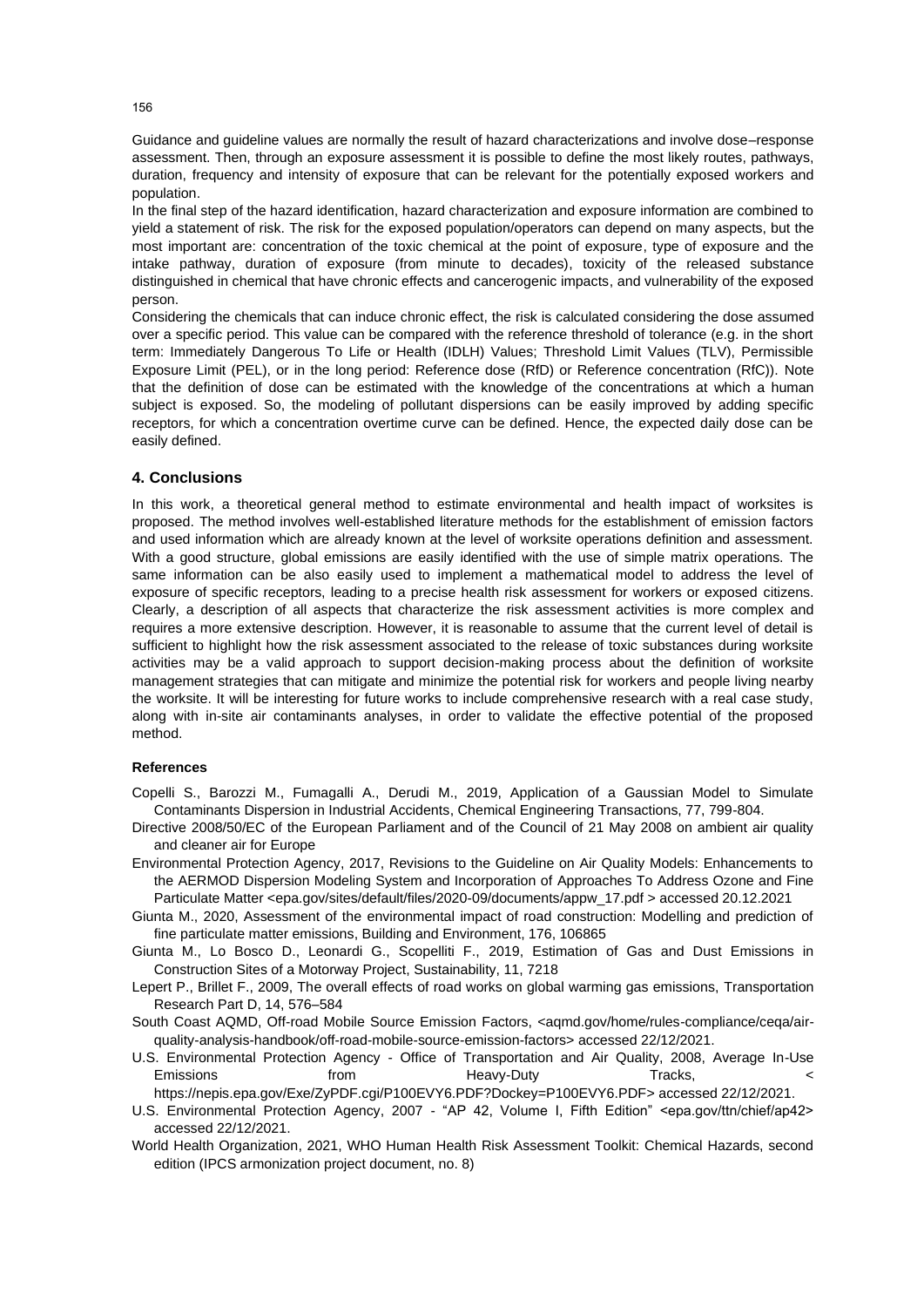Guidance and guideline values are normally the result of hazard characterizations and involve dose–response assessment. Then, through an exposure assessment it is possible to define the most likely routes, pathways, duration, frequency and intensity of exposure that can be relevant for the potentially exposed workers and population.

In the final step of the hazard identification, hazard characterization and exposure information are combined to yield a statement of risk. The risk for the exposed population/operators can depend on many aspects, but the most important are: concentration of the toxic chemical at the point of exposure, type of exposure and the intake pathway, duration of exposure (from minute to decades), toxicity of the released substance distinguished in chemical that have chronic effects and cancerogenic impacts, and vulnerability of the exposed person.

Considering the chemicals that can induce chronic effect, the risk is calculated considering the dose assumed over a specific period. This value can be compared with the reference threshold of tolerance (e.g. in the short term: Immediately Dangerous To Life or Health (IDLH) Values; Threshold Limit Values (TLV), Permissible Exposure Limit (PEL), or in the long period: Reference dose (RfD) or Reference concentration (RfC)). Note that the definition of dose can be estimated with the knowledge of the concentrations at which a human subject is exposed. So, the modeling of pollutant dispersions can be easily improved by adding specific receptors, for which a concentration overtime curve can be defined. Hence, the expected daily dose can be easily defined.

## 4. Conclusions

In this work, a theoretical general method to estimate environmental and health impact of worksites is proposed. The method involves well-established literature methods for the establishment of emission factors and used information which are already known at the level of worksite operations definition and assessment. With a good structure, global emissions are easily identified with the use of simple matrix operations. The same information can be also easily used to implement a mathematical model to address the level of exposure of specific receptors, leading to a precise health risk assessment for workers or exposed citizens. Clearly, a description of all aspects that characterize the risk assessment activities is more complex and requires a more extensive description. However, it is reasonable to assume that the current level of detail is sufficient to highlight how the risk assessment associated to the release of toxic substances during worksite activities may be a valid approach to support decision-making process about the definition of worksite management strategies that can mitigate and minimize the potential risk for workers and people living nearby the worksite. It will be interesting for future works to include comprehensive research with a real case study, along with in-site air contaminants analyses, in order to validate the effective potential of the proposed method.

### References

Copelli S., Barozzi M., Fumagalli A., Derudi M., 2019, Application of a Gaussian Model to Simulate Contaminants Dispersion in Industrial Accidents, Chemical Engineering Transactions, 77, 799-804.

Directive 2008/50/EC of the European Parliament and of the Council of 21 May 2008 on ambient air quality and cleaner air for Europe

Environmental Protection Agency, 2017, Revisions to the Guideline on Air Quality Models: Enhancements to the AERMOD Dispersion Modeling System and Incorporation of Approaches To Address Ozone and Fine Particulate Matter <epa.gov/sites/default/files/2020-09/documents/appw_17.pdf > accessed 20.12.2021

Giunta M., 2020, Assessment of the environmental impact of road construction: Modelling and prediction of fine particulate matter emissions, Building and Environment, 176, 106865

Giunta M., Lo Bosco D., Leonardi G., Scopelliti F., 2019, Estimation of Gas and Dust Emissions in Construction Sites of a Motorway Project, Sustainability, 11, 7218

Lepert P., Brillet F., 2009, The overall effects of road works on global warming gas emissions, Transportation Research Part D, 14, 576–584

South Coast AQMD, Off-road Mobile Source Emission Factors, <aqmd.gov/home/rules-compliance/ceqa/air-quality-analysis-handbook/off-road-mobile-source-emission-factors> accessed 22/12/2021.

U.S. Environmental Protection Agency - Office of Transportation and Air Quality, 2008, Average In-Use Emissions from Heavy-Duty Tracks, < https://nepis.epa.gov/Exe/ZyPDF.cgi/P100EVY6.PDF?Dockey=P100EVY6.PDF> accessed 22/12/2021.

U.S. Environmental Protection Agency, 2007 - "AP 42, Volume I, Fifth Edition" <epa.gov/ttn/chief/ap42> accessed 22/12/2021.

World Health Organization, 2021, WHO Human Health Risk Assessment Toolkit: Chemical Hazards, second edition (IPCS armonization project document, no. 8)